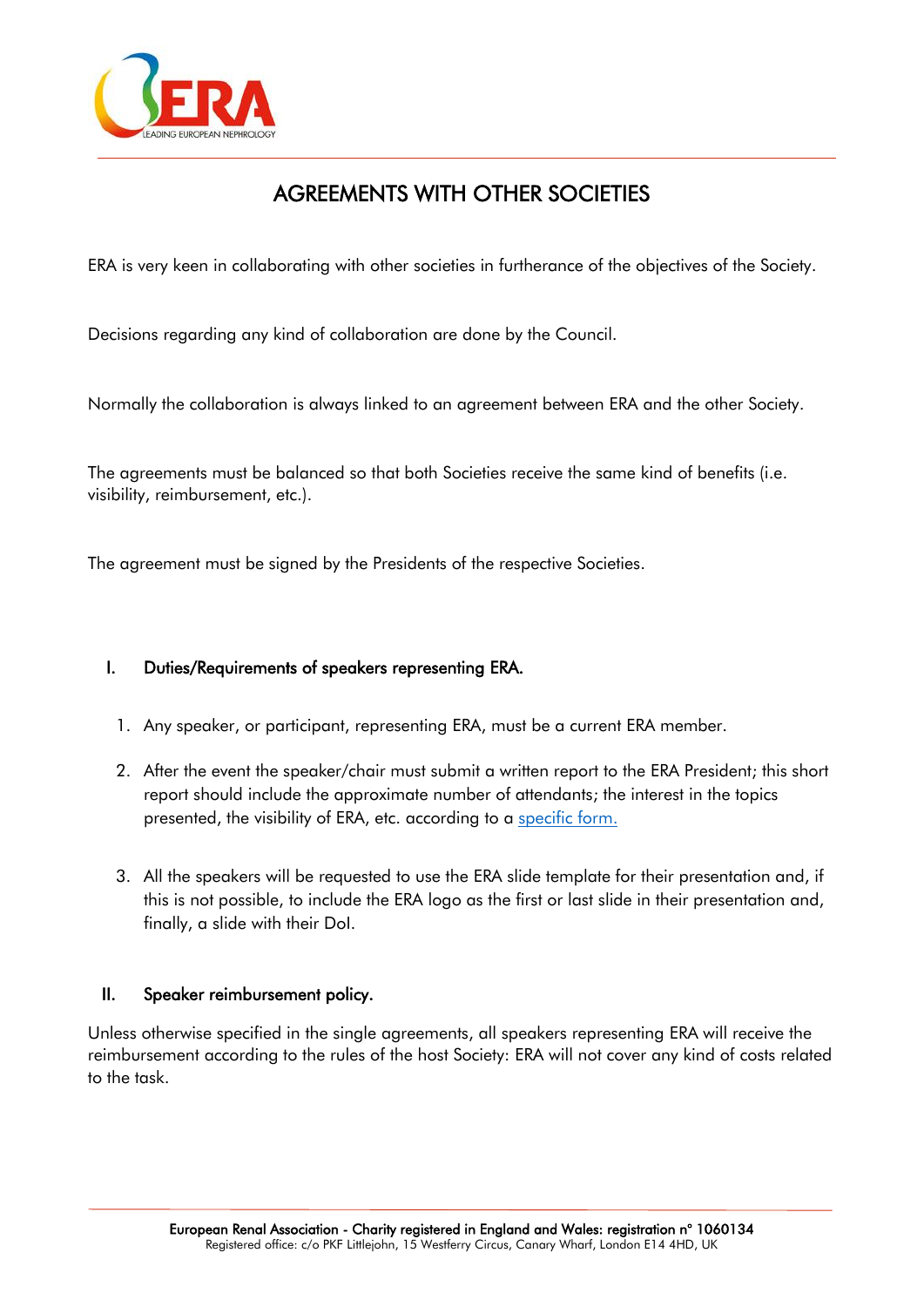# AGREEMENTS WITH OTHER SOCIETIES

ERA is very keen in collaborating with other societies in furtherance of the objectives of the Society.

Decisions regarding any kind of collaboration are done by the Council.

Normally the collaboration is always linked to an agreement between ERA and the other Society.

The agreements must be balanced so that both Societies receive the same kind of benefits (i.e. visibility, reimbursement, etc.).

The agreement must be signed by the Presidents of the respective Societies.

## I. Duties/Requirements of speakers representing ERA.

1. Any speaker, or participant, representing ERA, must be a current ERA member.
2. After the event the speaker/chair must submit a written report to the ERA President; this short report should include the approximate number of attendants; the interest in the topics presented, the visibility of ERA, etc. according to a specific form.
3. All the speakers will be requested to use the ERA slide template for their presentation and, if this is not possible, to include the ERA logo as the first or last slide in their presentation and, finally, a slide with their DoI.

## II. Speaker reimbursement policy.

Unless otherwise specified in the single agreements, all speakers representing ERA will receive the reimbursement according to the rules of the host Society: ERA will not cover any kind of costs related to the task.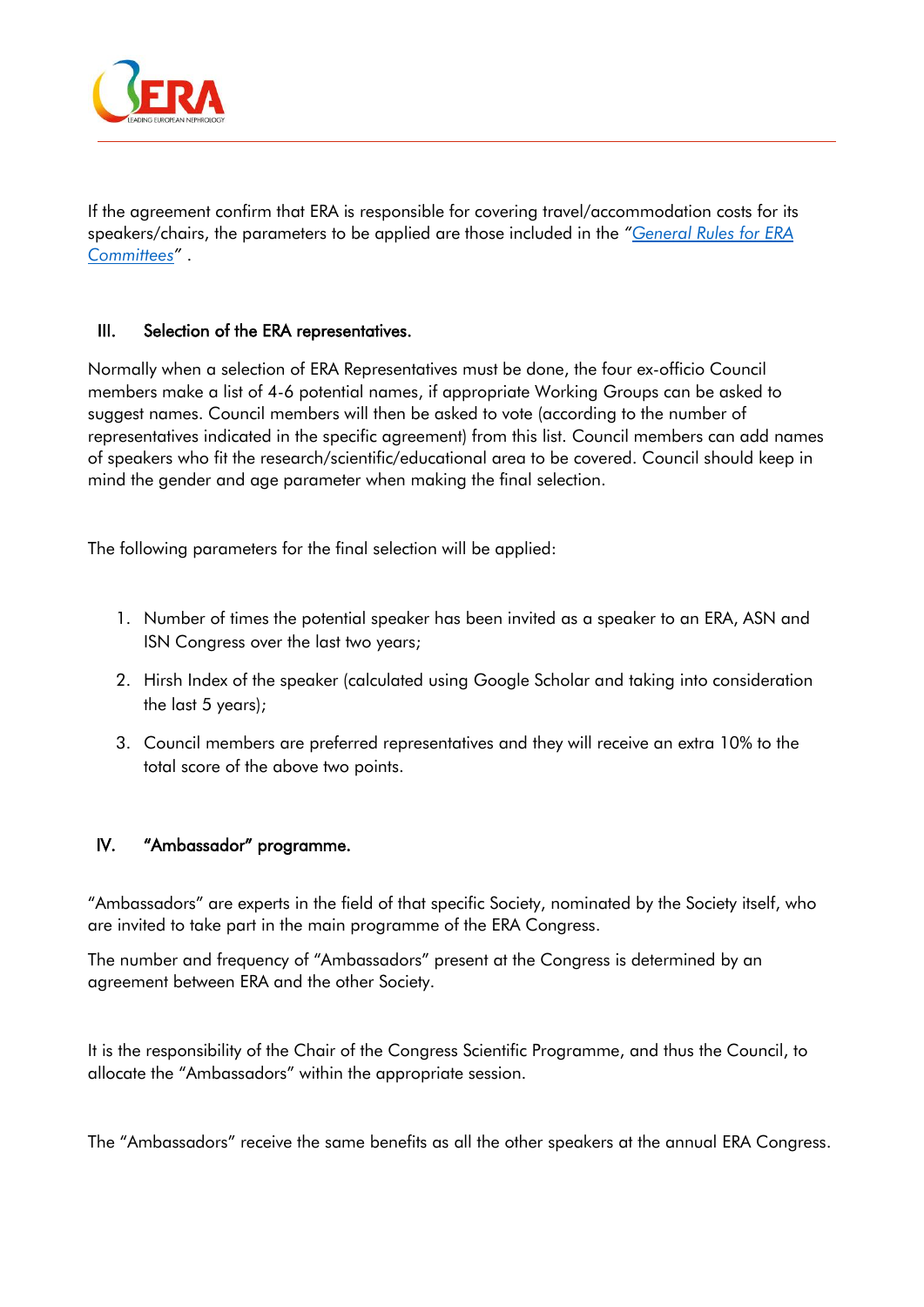If the agreement confirm that ERA is responsible for covering travel/accommodation costs for its speakers/chairs, the parameters to be applied are those included in the *"General Rules for ERA Committees"* .

## III. Selection of the ERA representatives.

Normally when a selection of ERA Representatives must be done, the four ex-officio Council members make a list of 4-6 potential names, if appropriate Working Groups can be asked to suggest names. Council members will then be asked to vote (according to the number of representatives indicated in the specific agreement) from this list. Council members can add names of speakers who fit the research/scientific/educational area to be covered. Council should keep in mind the gender and age parameter when making the final selection.

The following parameters for the final selection will be applied:

1. Number of times the potential speaker has been invited as a speaker to an ERA, ASN and ISN Congress over the last two years;
2. Hirsh Index of the speaker (calculated using Google Scholar and taking into consideration the last 5 years);
3. Council members are preferred representatives and they will receive an extra 10% to the total score of the above two points.

## IV. "Ambassador" programme.

"Ambassadors" are experts in the field of that specific Society, nominated by the Society itself, who are invited to take part in the main programme of the ERA Congress.

The number and frequency of "Ambassadors" present at the Congress is determined by an agreement between ERA and the other Society.

It is the responsibility of the Chair of the Congress Scientific Programme, and thus the Council, to allocate the "Ambassadors" within the appropriate session.

The "Ambassadors" receive the same benefits as all the other speakers at the annual ERA Congress.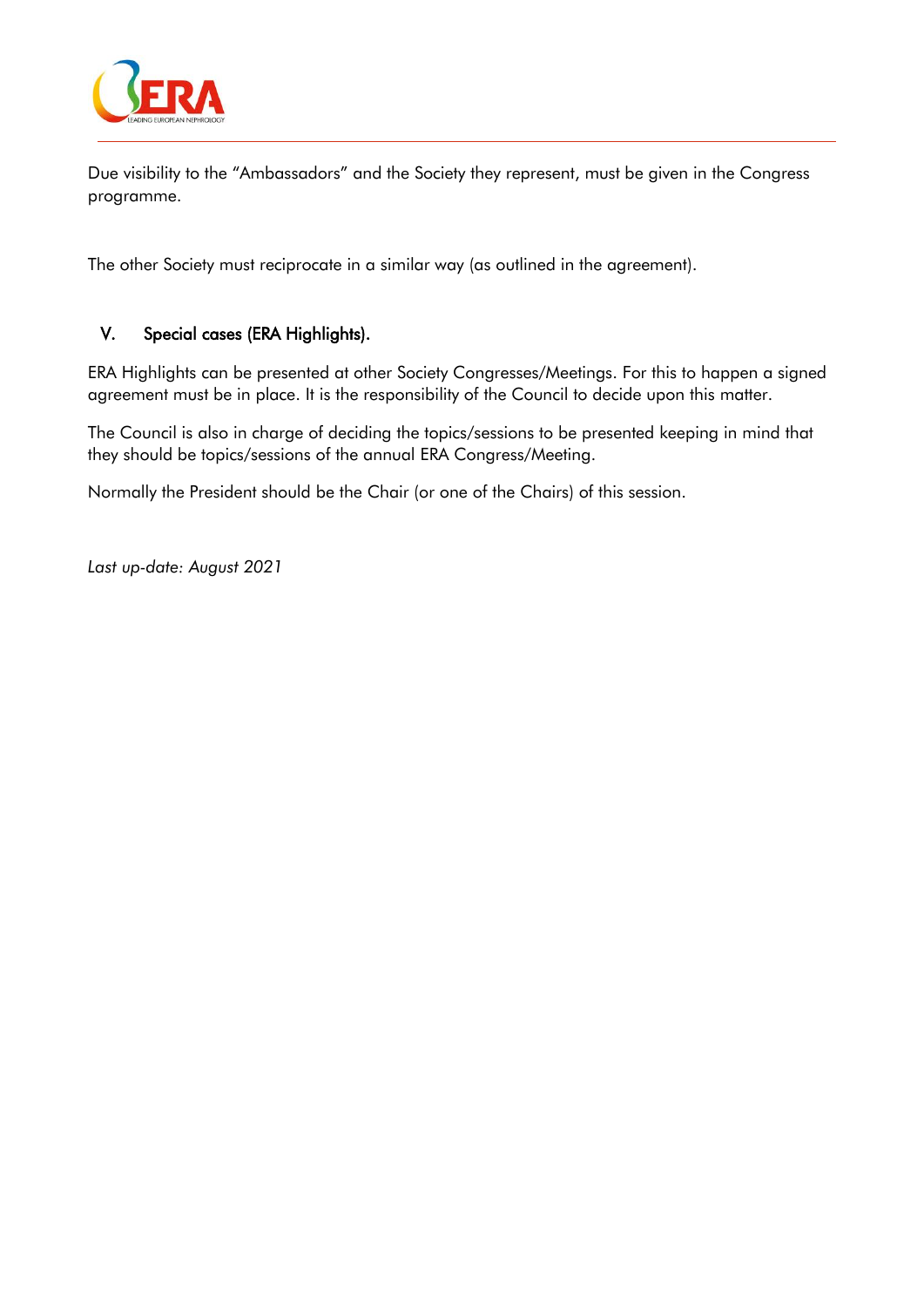Due visibility to the "Ambassadors" and the Society they represent, must be given in the Congress programme.

The other Society must reciprocate in a similar way (as outlined in the agreement).

## V. Special cases (ERA Highlights).

ERA Highlights can be presented at other Society Congresses/Meetings. For this to happen a signed agreement must be in place. It is the responsibility of the Council to decide upon this matter.

The Council is also in charge of deciding the topics/sessions to be presented keeping in mind that they should be topics/sessions of the annual ERA Congress/Meeting.

Normally the President should be the Chair (or one of the Chairs) of this session.

*Last up-date: August 2021*